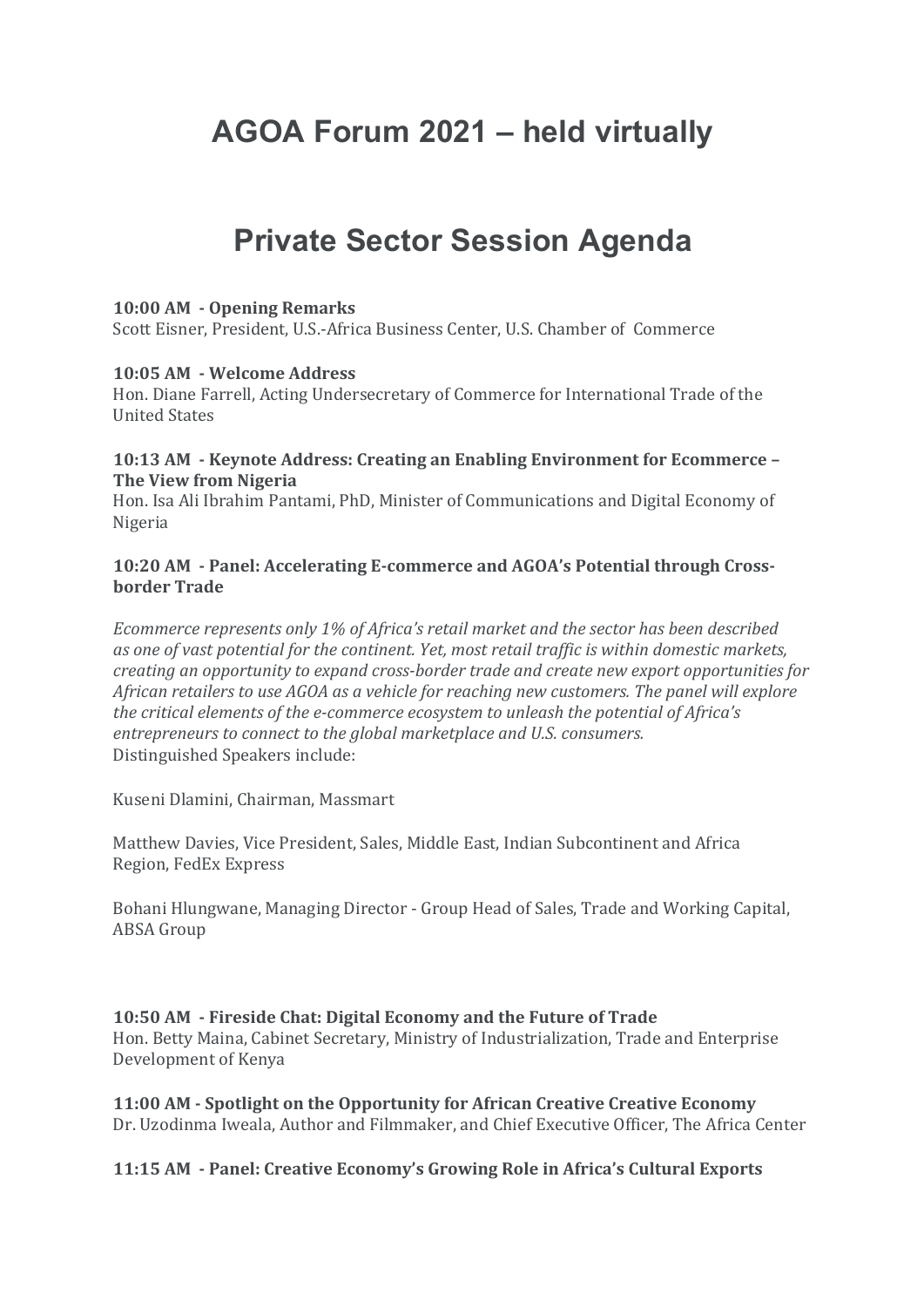# AGOA Forum 2021 – held virtually

# Private Sector Session Agenda

**10:00 AM - Opening Remarks**
Scott Eisner, President, U.S.-Africa Business Center, U.S. Chamber of Commerce

**10:05 AM - Welcome Address**
Hon. Diane Farrell, Acting Undersecretary of Commerce for International Trade of the United States

**10:13 AM - Keynote Address: Creating an Enabling Environment for Ecommerce – The View from Nigeria**
Hon. Isa Ali Ibrahim Pantami, PhD, Minister of Communications and Digital Economy of Nigeria

**10:20 AM - Panel: Accelerating E-commerce and AGOA's Potential through Cross-border Trade**

*Ecommerce represents only 1% of Africa's retail market and the sector has been described as one of vast potential for the continent. Yet, most retail traffic is within domestic markets, creating an opportunity to expand cross-border trade and create new export opportunities for African retailers to use AGOA as a vehicle for reaching new customers. The panel will explore the critical elements of the e-commerce ecosystem to unleash the potential of Africa's entrepreneurs to connect to the global marketplace and U.S. consumers.*
Distinguished Speakers include:

Kuseni Dlamini, Chairman, Massmart

Matthew Davies, Vice President, Sales, Middle East, Indian Subcontinent and Africa Region, FedEx Express

Bohani Hlungwane, Managing Director - Group Head of Sales, Trade and Working Capital, ABSA Group

**10:50 AM - Fireside Chat: Digital Economy and the Future of Trade**
Hon. Betty Maina, Cabinet Secretary, Ministry of Industrialization, Trade and Enterprise Development of Kenya

**11:00 AM - Spotlight on the Opportunity for African Creative Creative Economy**
Dr. Uzodinma Iweala, Author and Filmmaker, and Chief Executive Officer, The Africa Center

**11:15 AM - Panel: Creative Economy's Growing Role in Africa's Cultural Exports**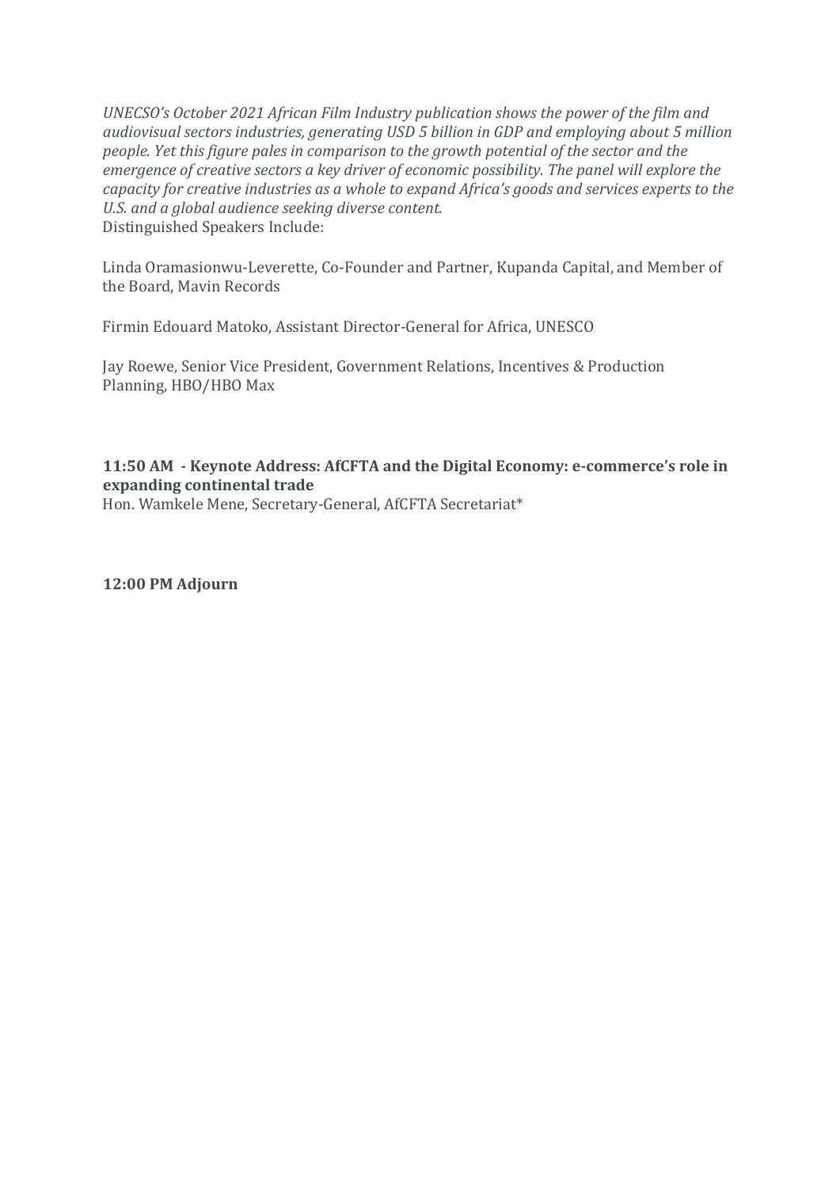*UNECSO's October 2021 African Film Industry publication shows the power of the film and audiovisual sectors industries, generating USD 5 billion in GDP and employing about 5 million people. Yet this figure pales in comparison to the growth potential of the sector and the emergence of creative sectors a key driver of economic possibility. The panel will explore the capacity for creative industries as a whole to expand Africa's goods and services experts to the U.S. and a global audience seeking diverse content.*

Distinguished Speakers Include:

Linda Oramasionwu-Leverette, Co-Founder and Partner, Kupanda Capital, and Member of the Board, Mavin Records

Firmin Edouard Matoko, Assistant Director-General for Africa, UNESCO

Jay Roewe, Senior Vice President, Government Relations, Incentives & Production Planning, HBO/HBO Max

**11:50 AM - Keynote Address: AfCFTA and the Digital Economy: e-commerce's role in expanding continental trade**

Hon. Wamkele Mene, Secretary-General, AfCFTA Secretariat*

**12:00 PM Adjourn**